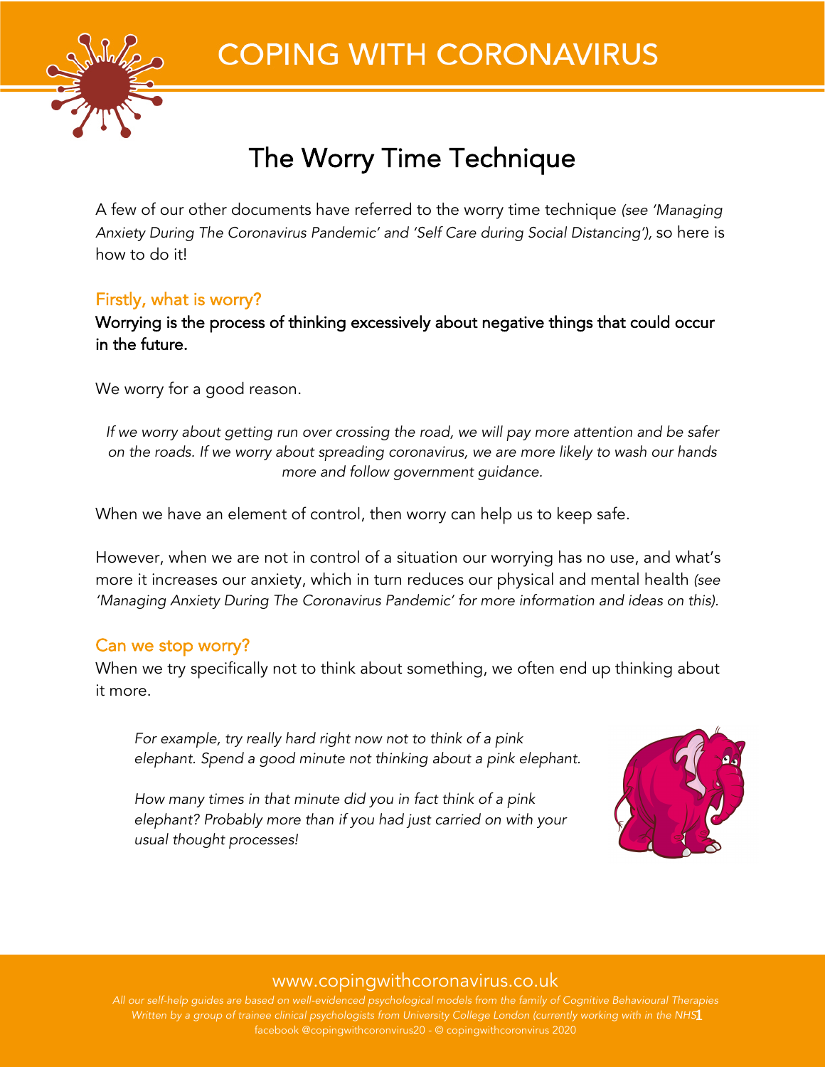# COPING WITH CORONAVIRUS

## The Worry Time Technique

A few of our other documents have referred to the worry time technique *(see 'Managing Anxiety During The Coronavirus Pandemic' and 'Self Care during Social Distancing'),* so here is how to do it!

### Firstly, what is worry?

**Worrying is the process of thinking excessively about negative things that could occur in the future.**

We worry for a good reason.

*If we worry about getting run over crossing the road, we will pay more attention and be safer on the roads. If we worry about spreading coronavirus, we are more likely to wash our hands more and follow government guidance.*

When we have an element of control, then worry can help us to keep safe.

However, when we are not in control of a situation our worrying has no use, and what's more it increases our anxiety, which in turn reduces our physical and mental health *(see 'Managing Anxiety During The Coronavirus Pandemic' for more information and ideas on this).*

### Can we stop worry?

When we try specifically not to think about something, we often end up thinking about it more.

*For example, try really hard right now not to think of a pink elephant. Spend a good minute not thinking about a pink elephant.*

*How many times in that minute did you in fact think of a pink elephant? Probably more than if you had just carried on with your usual thought processes!*

www.copingwithcoronavirus.co.uk

*All our self-help guides are based on well-evidenced psychological models from the family of Cognitive Behavioural Therapies*
*Written by a group of trainee clinical psychologists from University College London (currently working with in the NHS)*
facebook @copingwithcoronvirus20 - © copingwithcoronvirus 2020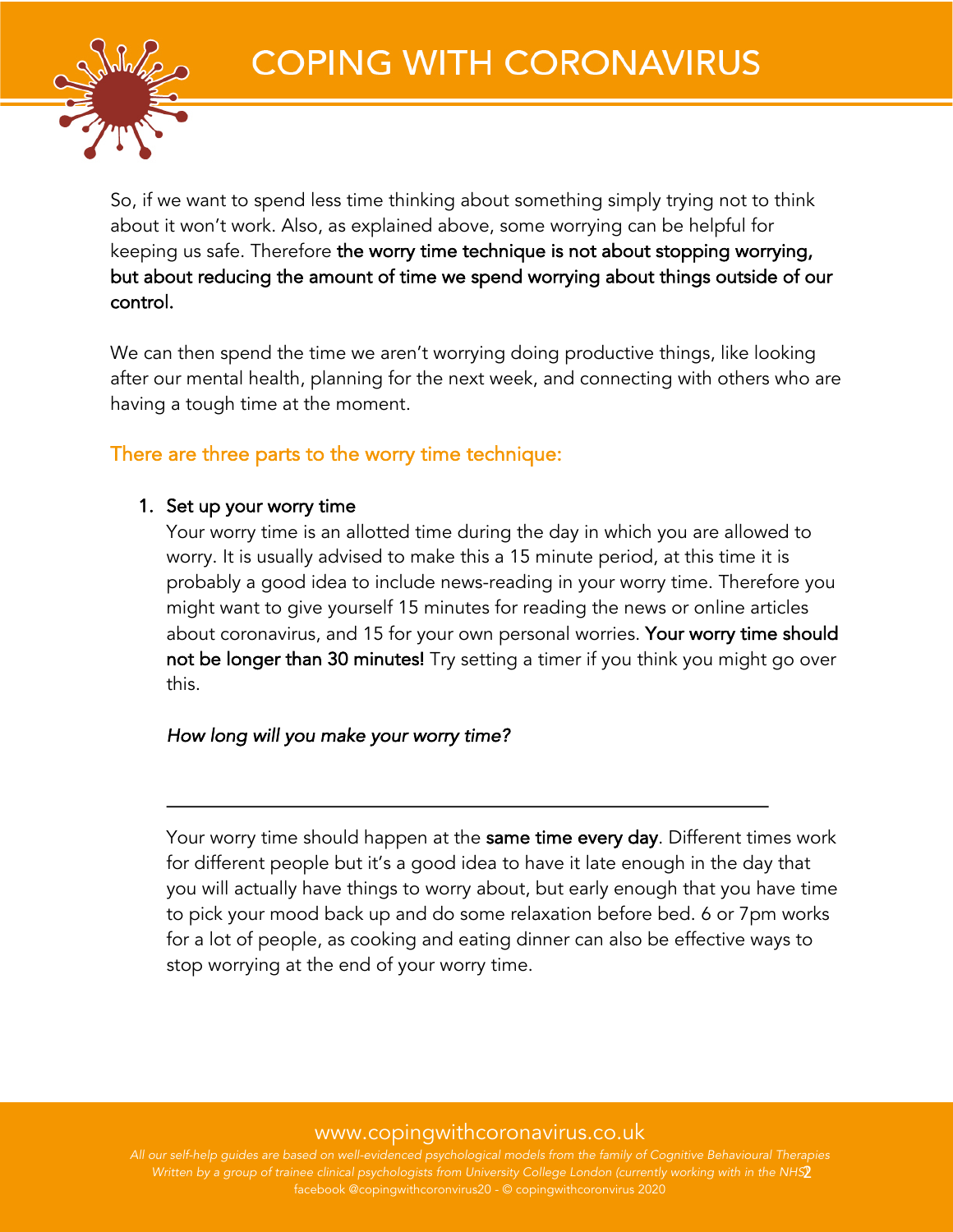So, if we want to spend less time thinking about something simply trying not to think about it won't work. Also, as explained above, some worrying can be helpful for keeping us safe. Therefore **the worry time technique is not about stopping worrying, but about reducing the amount of time we spend worrying about things outside of our control.**

We can then spend the time we aren't worrying doing productive things, like looking after our mental health, planning for the next week, and connecting with others who are having a tough time at the moment.

## There are three parts to the worry time technique:

1. **Set up your worry time**

   Your worry time is an allotted time during the day in which you are allowed to worry. It is usually advised to make this a 15 minute period, at this time it is probably a good idea to include news-reading in your worry time. Therefore you might want to give yourself 15 minutes for reading the news or online articles about coronavirus, and 15 for your own personal worries. **Your worry time should not be longer than 30 minutes!** Try setting a timer if you think you might go over this.

   *How long will you make your worry time?*

   \_\_\_\_\_\_\_\_\_\_\_\_\_\_\_\_\_\_\_\_\_\_\_\_\_\_\_\_\_\_\_\_\_\_\_\_\_\_\_\_\_\_\_\_\_\_\_\_\_\_\_\_\_\_\_\_\_\_

   Your worry time should happen at the **same time every day**. Different times work for different people but it's a good idea to have it late enough in the day that you will actually have things to worry about, but early enough that you have time to pick your mood back up and do some relaxation before bed. 6 or 7pm works for a lot of people, as cooking and eating dinner can also be effective ways to stop worrying at the end of your worry time.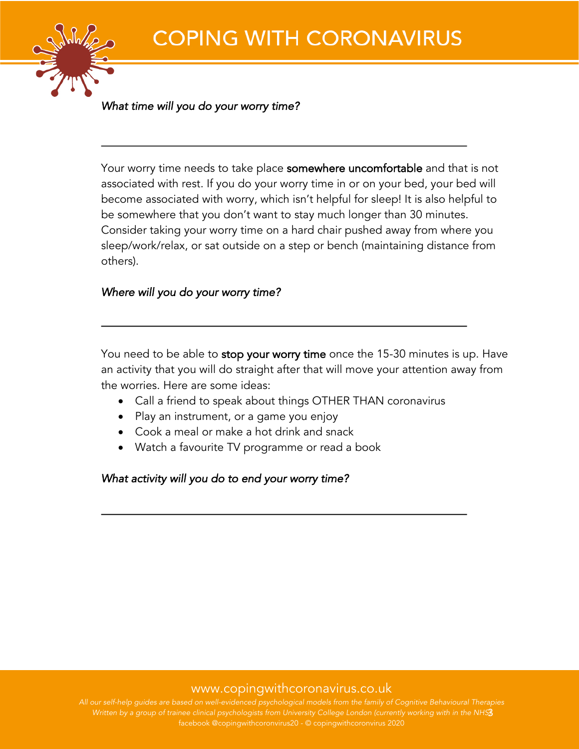*What time will you do your worry time?*

\_\_\_\_\_\_\_\_\_\_\_\_\_\_\_\_\_\_\_\_\_\_\_\_\_\_\_\_\_\_\_\_\_\_\_\_\_\_\_\_\_\_\_\_\_\_\_\_\_\_\_\_\_\_\_\_\_\_\_\_

Your worry time needs to take place **somewhere uncomfortable** and that is not associated with rest. If you do your worry time in or on your bed, your bed will become associated with worry, which isn't helpful for sleep! It is also helpful to be somewhere that you don't want to stay much longer than 30 minutes. Consider taking your worry time on a hard chair pushed away from where you sleep/work/relax, or sat outside on a step or bench (maintaining distance from others).

*Where will you do your worry time?*

\_\_\_\_\_\_\_\_\_\_\_\_\_\_\_\_\_\_\_\_\_\_\_\_\_\_\_\_\_\_\_\_\_\_\_\_\_\_\_\_\_\_\_\_\_\_\_\_\_\_\_\_\_\_\_\_\_\_\_\_

You need to be able to **stop your worry time** once the 15-30 minutes is up. Have an activity that you will do straight after that will move your attention away from the worries. Here are some ideas:

- Call a friend to speak about things OTHER THAN coronavirus
- Play an instrument, or a game you enjoy
- Cook a meal or make a hot drink and snack
- Watch a favourite TV programme or read a book

*What activity will you do to end your worry time?*

\_\_\_\_\_\_\_\_\_\_\_\_\_\_\_\_\_\_\_\_\_\_\_\_\_\_\_\_\_\_\_\_\_\_\_\_\_\_\_\_\_\_\_\_\_\_\_\_\_\_\_\_\_\_\_\_\_\_\_\_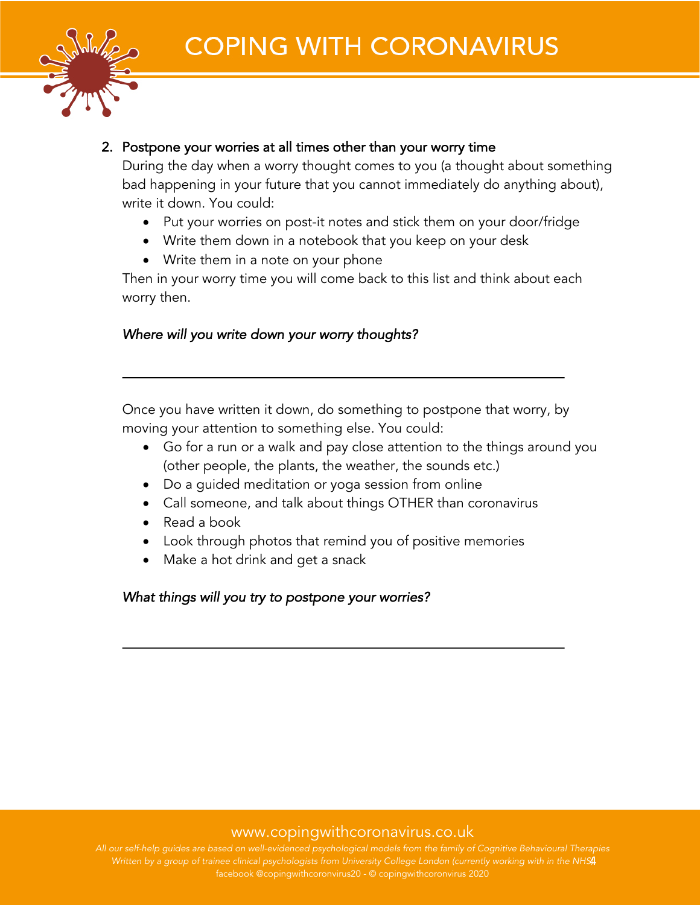2. Postpone your worries at all times other than your worry time

   During the day when a worry thought comes to you (a thought about something bad happening in your future that you cannot immediately do anything about), write it down. You could:

   - Put your worries on post-it notes and stick them on your door/fridge
   - Write them down in a notebook that you keep on your desk
   - Write them in a note on your phone

   Then in your worry time you will come back to this list and think about each worry then.

   *Where will you write down your worry thoughts?*

   ___________________________________________________________

   Once you have written it down, do something to postpone that worry, by moving your attention to something else. You could:

   - Go for a run or a walk and pay close attention to the things around you (other people, the plants, the weather, the sounds etc.)
   - Do a guided meditation or yoga session from online
   - Call someone, and talk about things OTHER than coronavirus
   - Read a book
   - Look through photos that remind you of positive memories
   - Make a hot drink and get a snack

   *What things will you try to postpone your worries?*

   ___________________________________________________________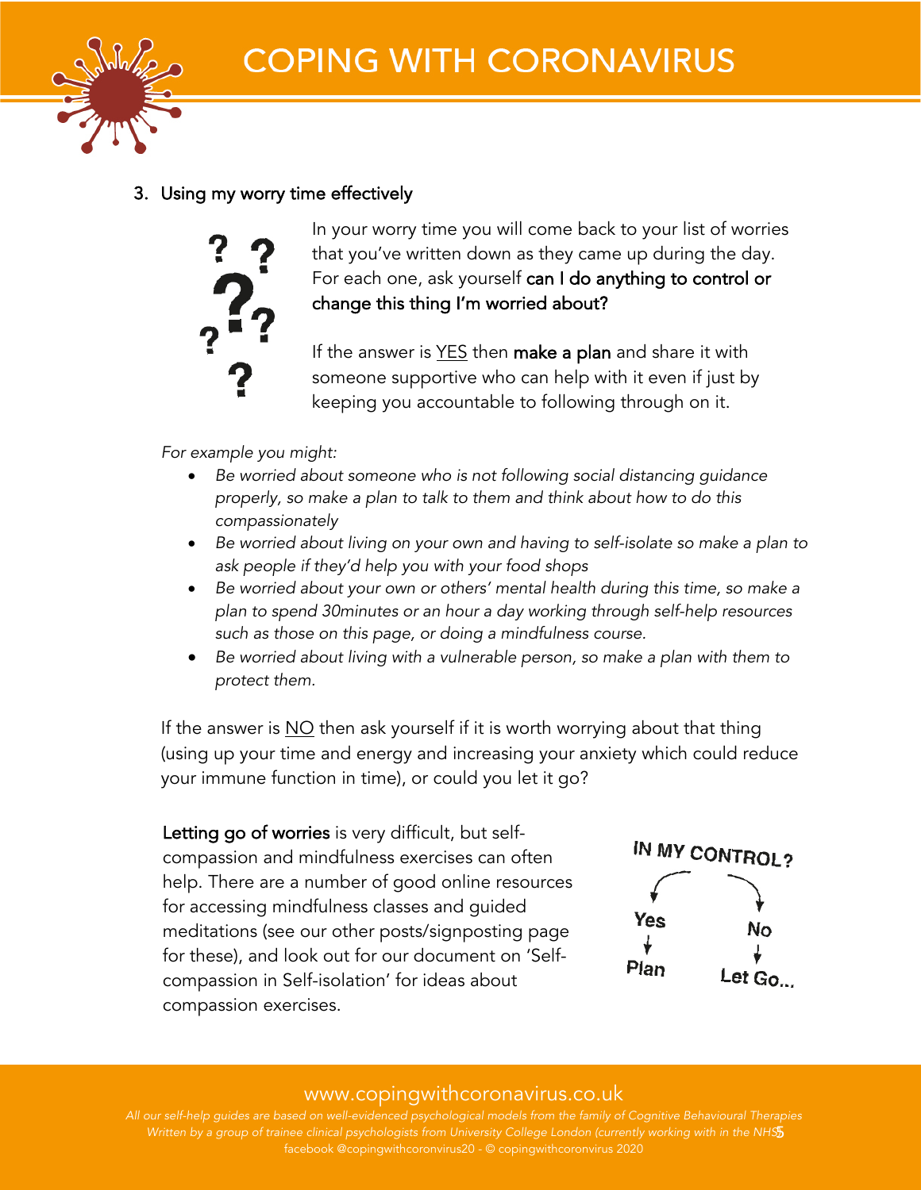# COPING WITH CORONAVIRUS

3. Using my worry time effectively

In your worry time you will come back to your list of worries that you've written down as they came up during the day. For each one, ask yourself **can I do anything to control or change this thing I'm worried about?**

If the answer is YES then **make a plan** and share it with someone supportive who can help with it even if just by keeping you accountable to following through on it.

*For example you might:*

- *Be worried about someone who is not following social distancing guidance properly, so make a plan to talk to them and think about how to do this compassionately*
- *Be worried about living on your own and having to self-isolate so make a plan to ask people if they'd help you with your food shops*
- *Be worried about your own or others' mental health during this time, so make a plan to spend 30minutes or an hour a day working through self-help resources such as those on this page, or doing a mindfulness course.*
- *Be worried about living with a vulnerable person, so make a plan with them to protect them.*

If the answer is NO then ask yourself if it is worth worrying about that thing (using up your time and energy and increasing your anxiety which could reduce your immune function in time), or could you let it go?

**Letting go of worries** is very difficult, but self-compassion and mindfulness exercises can often help. There are a number of good online resources for accessing mindfulness classes and guided meditations (see our other posts/signposting page for these), and look out for our document on 'Self-compassion in Self-isolation' for ideas about compassion exercises.

IN MY CONTROL?

Yes → Plan

No → Let Go...

www.copingwithcoronavirus.co.uk

*All our self-help guides are based on well-evidenced psychological models from the family of Cognitive Behavioural Therapies*
*Written by a group of trainee clinical psychologists from University College London (currently working with in the NHS)*
facebook @copingwithcoronvirus20 - © copingwithcoronvirus 2020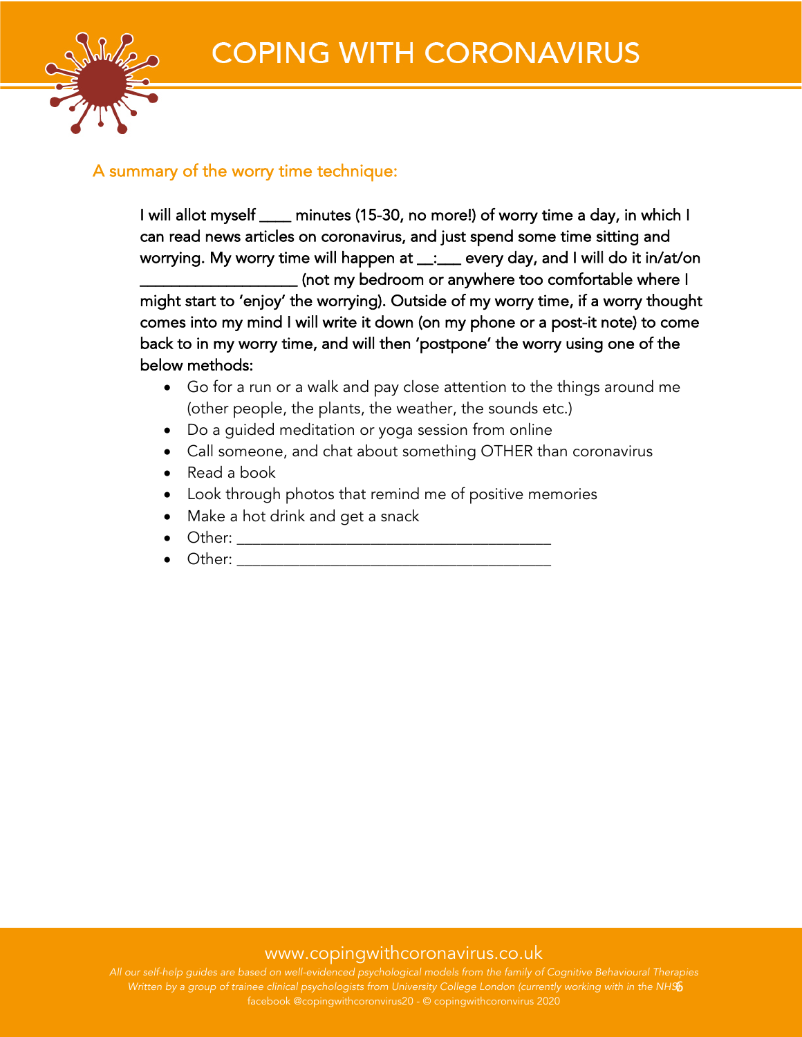## A summary of the worry time technique:

**I will allot myself ____ minutes (15-30, no more!) of worry time a day, in which I can read news articles on coronavirus, and just spend some time sitting and worrying. My worry time will happen at __:___ every day, and I will do it in/at/on ___________________ (not my bedroom or anywhere too comfortable where I might start to 'enjoy' the worrying). Outside of my worry time, if a worry thought comes into my mind I will write it down (on my phone or a post-it note) to come back to in my worry time, and will then 'postpone' the worry using one of the below methods:**

- Go for a run or a walk and pay close attention to the things around me (other people, the plants, the weather, the sounds etc.)
- Do a guided meditation or yoga session from online
- Call someone, and chat about something OTHER than coronavirus
- Read a book
- Look through photos that remind me of positive memories
- Make a hot drink and get a snack
- Other: ______________________________________
- Other: ______________________________________